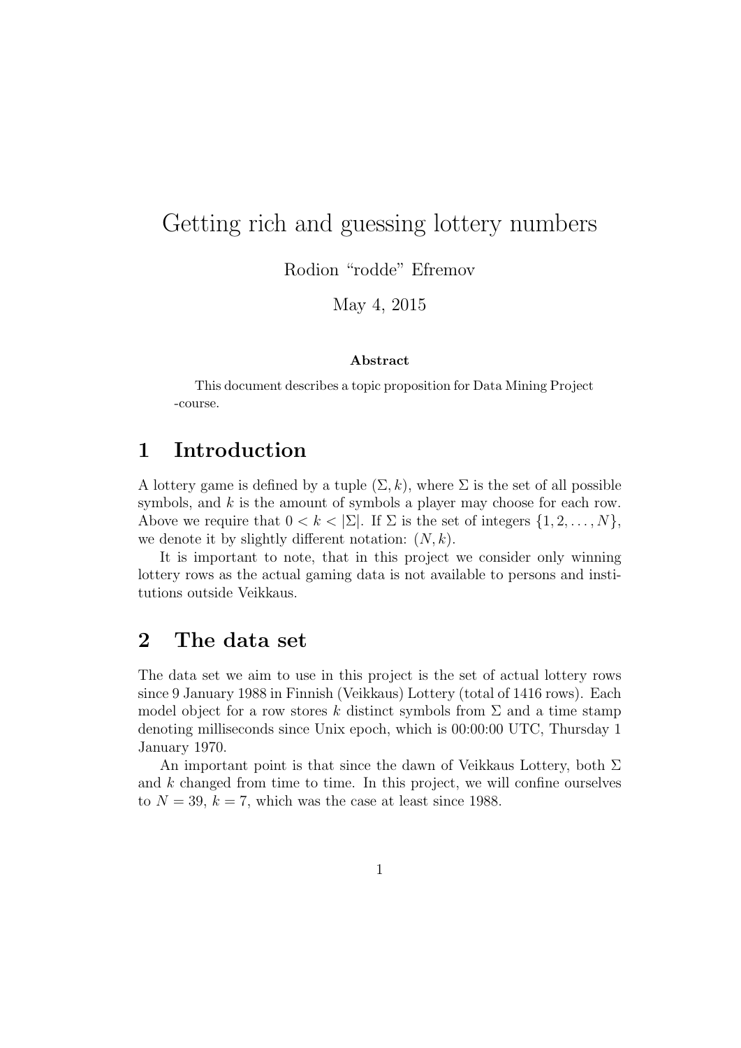# Getting rich and guessing lottery numbers

Rodion "rodde" Efremov

May 4, 2015

**Abstract**

This document describes a topic proposition for Data Mining Project -course.

## 1 Introduction

A lottery game is defined by a tuple $(\Sigma, k)$, where $\Sigma$ is the set of all possible symbols, and $k$ is the amount of symbols a player may choose for each row. Above we require that $0 < k < |\Sigma|$. If $\Sigma$ is the set of integers $\{1, 2, \ldots, N\}$, we denote it by slightly different notation: $(N, k)$.

It is important to note, that in this project we consider only winning lottery rows as the actual gaming data is not available to persons and institutions outside Veikkaus.

## 2 The data set

The data set we aim to use in this project is the set of actual lottery rows since 9 January 1988 in Finnish (Veikkaus) Lottery (total of 1416 rows). Each model object for a row stores $k$ distinct symbols from $\Sigma$ and a time stamp denoting milliseconds since Unix epoch, which is 00:00:00 UTC, Thursday 1 January 1970.

An important point is that since the dawn of Veikkaus Lottery, both $\Sigma$ and $k$ changed from time to time. In this project, we will confine ourselves to $N = 39$, $k = 7$, which was the case at least since 1988.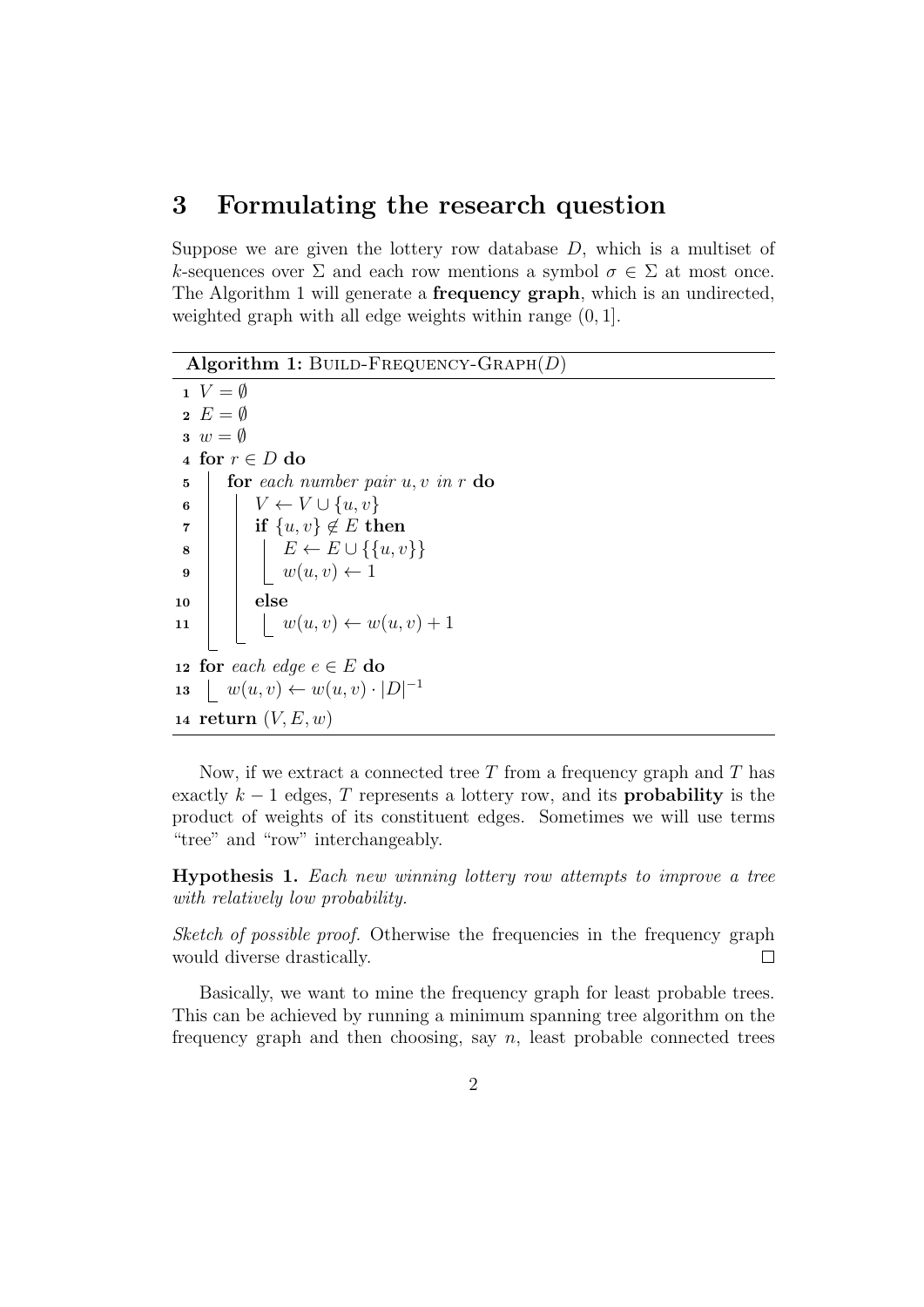## 3 Formulating the research question

Suppose we are given the lottery row database $D$, which is a multiset of $k$-sequences over $\Sigma$ and each row mentions a symbol $\sigma \in \Sigma$ at most once. The Algorithm 1 will generate a **frequency graph**, which is an undirected, weighted graph with all edge weights within range $(0, 1]$.

**Algorithm 1:** BUILD-FREQUENCY-GRAPH($D$)

```
1  V = ∅
2  E = ∅
3  w = ∅
4  for r ∈ D do
5      for each number pair u, v in r do
6          V ← V ∪ {u, v}
7          if {u, v} ∉ E then
8              E ← E ∪ {{u, v}}
9              w(u, v) ← 1
10         else
11             w(u, v) ← w(u, v) + 1
12 for each edge e ∈ E do
13     w(u, v) ← w(u, v) · |D|^(-1)
14 return (V, E, w)
```

Now, if we extract a connected tree $T$ from a frequency graph and $T$ has exactly $k - 1$ edges, $T$ represents a lottery row, and its **probability** is the product of weights of its constituent edges. Sometimes we will use terms "tree" and "row" interchangeably.

**Hypothesis 1.** *Each new winning lottery row attempts to improve a tree with relatively low probability.*

*Sketch of possible proof.* Otherwise the frequencies in the frequency graph would diverse drastically. □

Basically, we want to mine the frequency graph for least probable trees. This can be achieved by running a minimum spanning tree algorithm on the frequency graph and then choosing, say $n$, least probable connected trees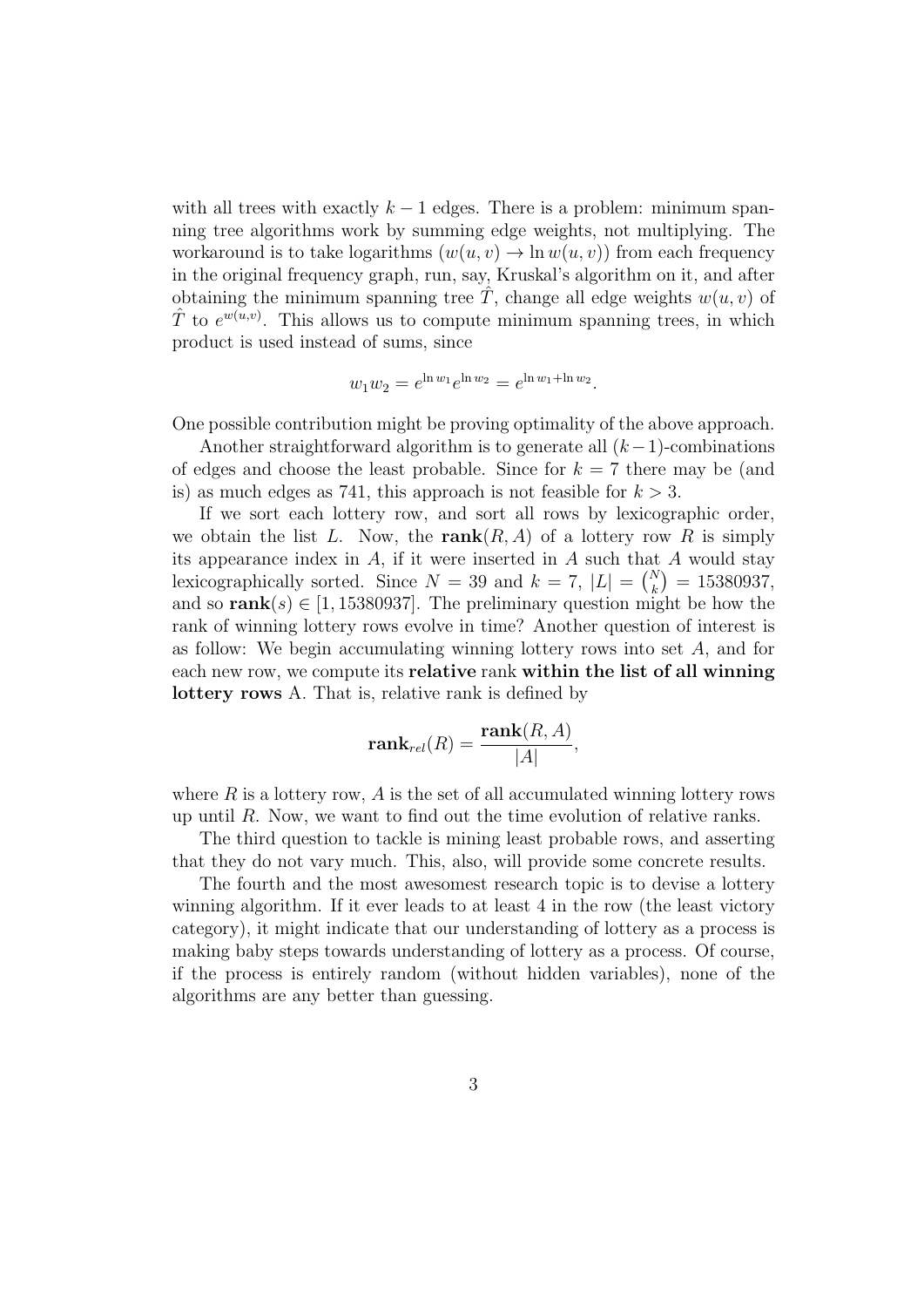with all trees with exactly $k-1$ edges. There is a problem: minimum spanning tree algorithms work by summing edge weights, not multiplying. The workaround is to take logarithms ($w(u,v) \to \ln w(u,v)$) from each frequency in the original frequency graph, run, say, Kruskal's algorithm on it, and after obtaining the minimum spanning tree $\hat{T}$, change all edge weights $w(u,v)$ of $\hat{T}$ to $e^{w(u,v)}$. This allows us to compute minimum spanning trees, in which product is used instead of sums, since

$$w_1 w_2 = e^{\ln w_1} e^{\ln w_2} = e^{\ln w_1 + \ln w_2}.$$

One possible contribution might be proving optimality of the above approach.

Another straightforward algorithm is to generate all $(k-1)$-combinations of edges and choose the least probable. Since for $k = 7$ there may be (and is) as much edges as 741, this approach is not feasible for $k > 3$.

If we sort each lottery row, and sort all rows by lexicographic order, we obtain the list $L$. Now, the $\textbf{rank}(R, A)$ of a lottery row $R$ is simply its appearance index in $A$, if it were inserted in $A$ such that $A$ would stay lexicographically sorted. Since $N = 39$ and $k = 7$, $|L| = \binom{N}{k} = 15380937$, and so $\textbf{rank}(s) \in [1, 15380937]$. The preliminary question might be how the rank of winning lottery rows evolve in time? Another question of interest is as follow: We begin accumulating winning lottery rows into set $A$, and for each new row, we compute its **relative** rank **within the list of all winning lottery rows** A. That is, relative rank is defined by

$$\textbf{rank}_{rel}(R) = \frac{\textbf{rank}(R, A)}{|A|},$$

where $R$ is a lottery row, $A$ is the set of all accumulated winning lottery rows up until $R$. Now, we want to find out the time evolution of relative ranks.

The third question to tackle is mining least probable rows, and asserting that they do not vary much. This, also, will provide some concrete results.

The fourth and the most awesomest research topic is to devise a lottery winning algorithm. If it ever leads to at least 4 in the row (the least victory category), it might indicate that our understanding of lottery as a process is making baby steps towards understanding of lottery as a process. Of course, if the process is entirely random (without hidden variables), none of the algorithms are any better than guessing.